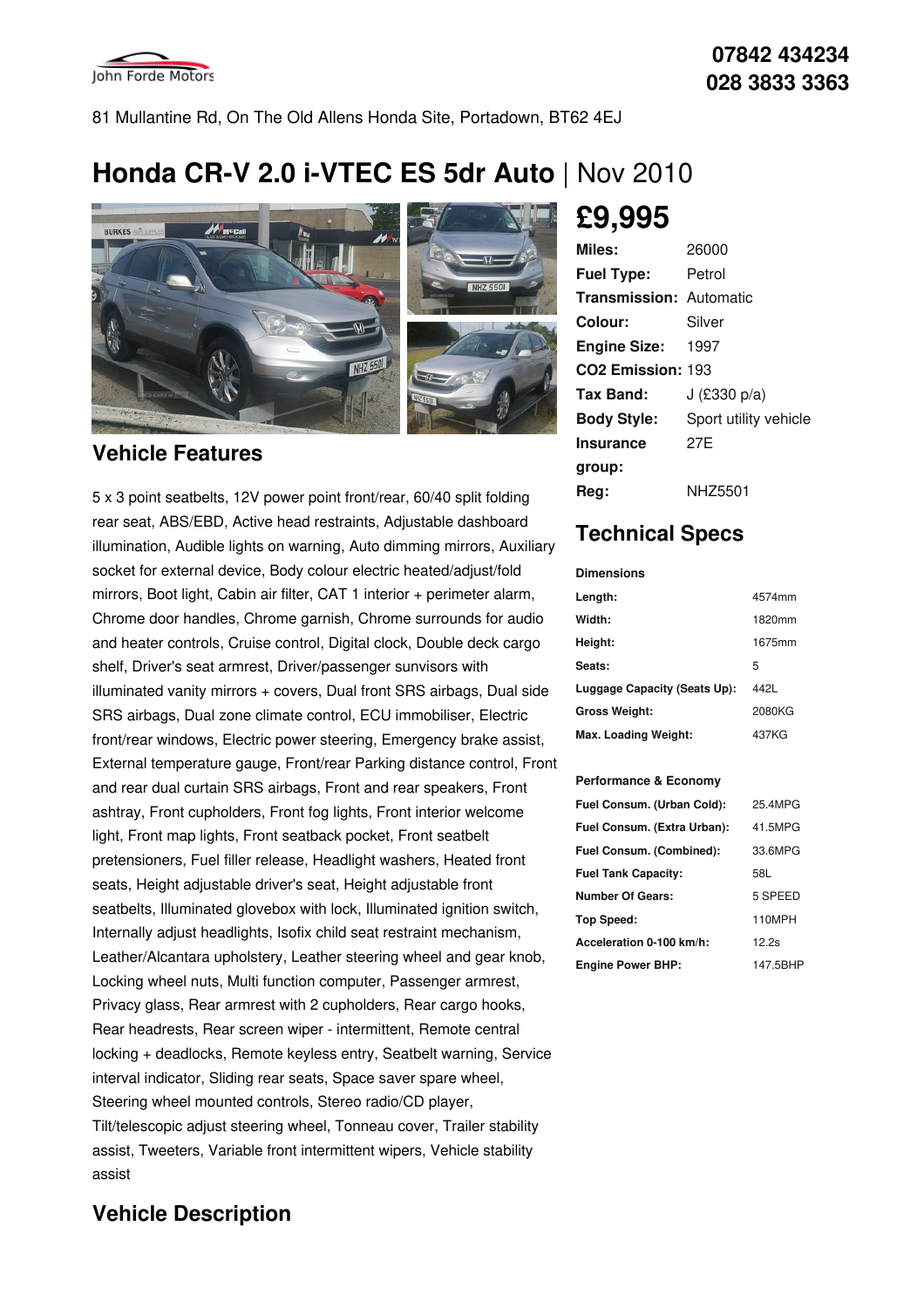John Forde Motors

**07842 434234**
**028 3833 3363**

81 Mullantine Rd, On The Old Allens Honda Site, Portadown, BT62 4EJ

# Honda CR-V 2.0 i-VTEC ES 5dr Auto | Nov 2010

## £9,995

| | |
|---|---|
| **Miles:** | 26000 |
| **Fuel Type:** | Petrol |
| **Transmission:** | Automatic |
| **Colour:** | Silver |
| **Engine Size:** | 1997 |
| **CO2 Emission:** | 193 |
| **Tax Band:** | J (£330 p/a) |
| **Body Style:** | Sport utility vehicle |
| **Insurance group:** | 27E |
| **Reg:** | NHZ5501 |

## Vehicle Features

5 x 3 point seatbelts, 12V power point front/rear, 60/40 split folding rear seat, ABS/EBD, Active head restraints, Adjustable dashboard illumination, Audible lights on warning, Auto dimming mirrors, Auxiliary socket for external device, Body colour electric heated/adjust/fold mirrors, Boot light, Cabin air filter, CAT 1 interior + perimeter alarm, Chrome door handles, Chrome garnish, Chrome surrounds for audio and heater controls, Cruise control, Digital clock, Double deck cargo shelf, Driver's seat armrest, Driver/passenger sunvisors with illuminated vanity mirrors + covers, Dual front SRS airbags, Dual side SRS airbags, Dual zone climate control, ECU immobiliser, Electric front/rear windows, Electric power steering, Emergency brake assist, External temperature gauge, Front/rear Parking distance control, Front and rear dual curtain SRS airbags, Front and rear speakers, Front ashtray, Front cupholders, Front fog lights, Front interior welcome light, Front map lights, Front seatback pocket, Front seatbelt pretensioners, Fuel filler release, Headlight washers, Heated front seats, Height adjustable driver's seat, Height adjustable front seatbelts, Illuminated glovebox with lock, Illuminated ignition switch, Internally adjust headlights, Isofix child seat restraint mechanism, Leather/Alcantara upholstery, Leather steering wheel and gear knob, Locking wheel nuts, Multi function computer, Passenger armrest, Privacy glass, Rear armrest with 2 cupholders, Rear cargo hooks, Rear headrests, Rear screen wiper - intermittent, Remote central locking + deadlocks, Remote keyless entry, Seatbelt warning, Service interval indicator, Sliding rear seats, Space saver spare wheel, Steering wheel mounted controls, Stereo radio/CD player, Tilt/telescopic adjust steering wheel, Tonneau cover, Trailer stability assist, Tweeters, Variable front intermittent wipers, Vehicle stability assist

## Technical Specs

**Dimensions**

| | |
|---|---|
| **Length:** | 4574mm |
| **Width:** | 1820mm |
| **Height:** | 1675mm |
| **Seats:** | 5 |
| **Luggage Capacity (Seats Up):** | 442L |
| **Gross Weight:** | 2080KG |
| **Max. Loading Weight:** | 437KG |

**Performance & Economy**

| | |
|---|---|
| **Fuel Consum. (Urban Cold):** | 25.4MPG |
| **Fuel Consum. (Extra Urban):** | 41.5MPG |
| **Fuel Consum. (Combined):** | 33.6MPG |
| **Fuel Tank Capacity:** | 58L |
| **Number Of Gears:** | 5 SPEED |
| **Top Speed:** | 110MPH |
| **Acceleration 0-100 km/h:** | 12.2s |
| **Engine Power BHP:** | 147.5BHP |

## Vehicle Description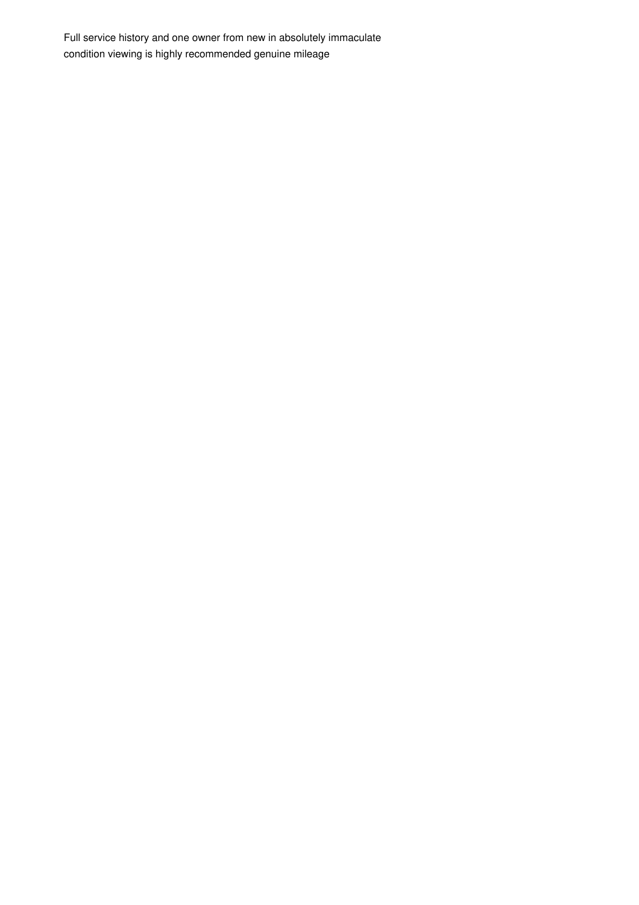Full service history and one owner from new in absolutely immaculate condition viewing is highly recommended genuine mileage